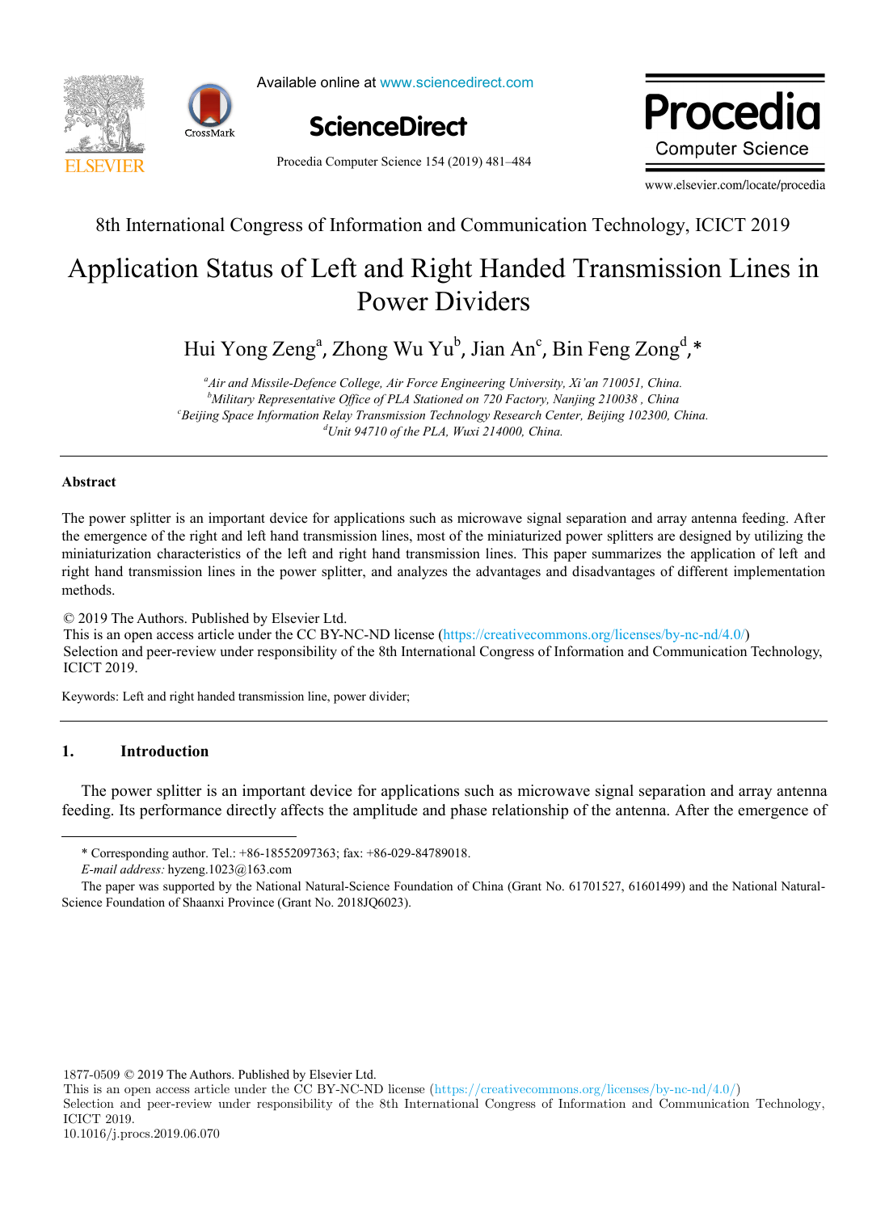8th International Congress of Information and Communication Technology, ICICT 2019

# Application Status of Left and Right Handed Transmission Lines in Power Dividers

Hui Yong Zeng[a], Zhong Wu Yu[b], Jian An[c], Bin Feng Zong[d],*

[a]*Air and Missile-Defence College, Air Force Engineering University, Xi'an 710051, China.*
[b]*Military Representative Office of PLA Stationed on 720 Factory, Nanjing 210038 , China*
[c]*Beijing Space Information Relay Transmission Technology Research Center, Beijing 102300, China.*
[d]*Unit 94710 of the PLA, Wuxi 214000, China.*

---

**Abstract**

The power splitter is an important device for applications such as microwave signal separation and array antenna feeding. After the emergence of the right and left hand transmission lines, most of the miniaturized power splitters are designed by utilizing the miniaturization characteristics of the left and right hand transmission lines. This paper summarizes the application of left and right hand transmission lines in the power splitter, and analyzes the advantages and disadvantages of different implementation methods.

© 2019 The Authors. Published by Elsevier Ltd.
This is an open access article under the CC BY-NC-ND license (https://creativecommons.org/licenses/by-nc-nd/4.0/)
Selection and peer-review under responsibility of the 8th International Congress of Information and Communication Technology, ICICT 2019.

Keywords: Left and right handed transmission line, power divider;

---

## 1. Introduction

The power splitter is an important device for applications such as microwave signal separation and array antenna feeding. Its performance directly affects the amplitude and phase relationship of the antenna. After the emergence of

---

\* Corresponding author. Tel.: +86-18552097363; fax: +86-029-84789018.
*E-mail address:* hyzeng.1023@163.com
The paper was supported by the National Natural-Science Foundation of China (Grant No. 61701527, 61601499) and the National Natural-Science Foundation of Shaanxi Province (Grant No. 2018JQ6023).

1877-0509 © 2019 The Authors. Published by Elsevier Ltd.
This is an open access article under the CC BY-NC-ND license (https://creativecommons.org/licenses/by-nc-nd/4.0/)
Selection and peer-review under responsibility of the 8th International Congress of Information and Communication Technology, ICICT 2019.
10.1016/j.procs.2019.06.070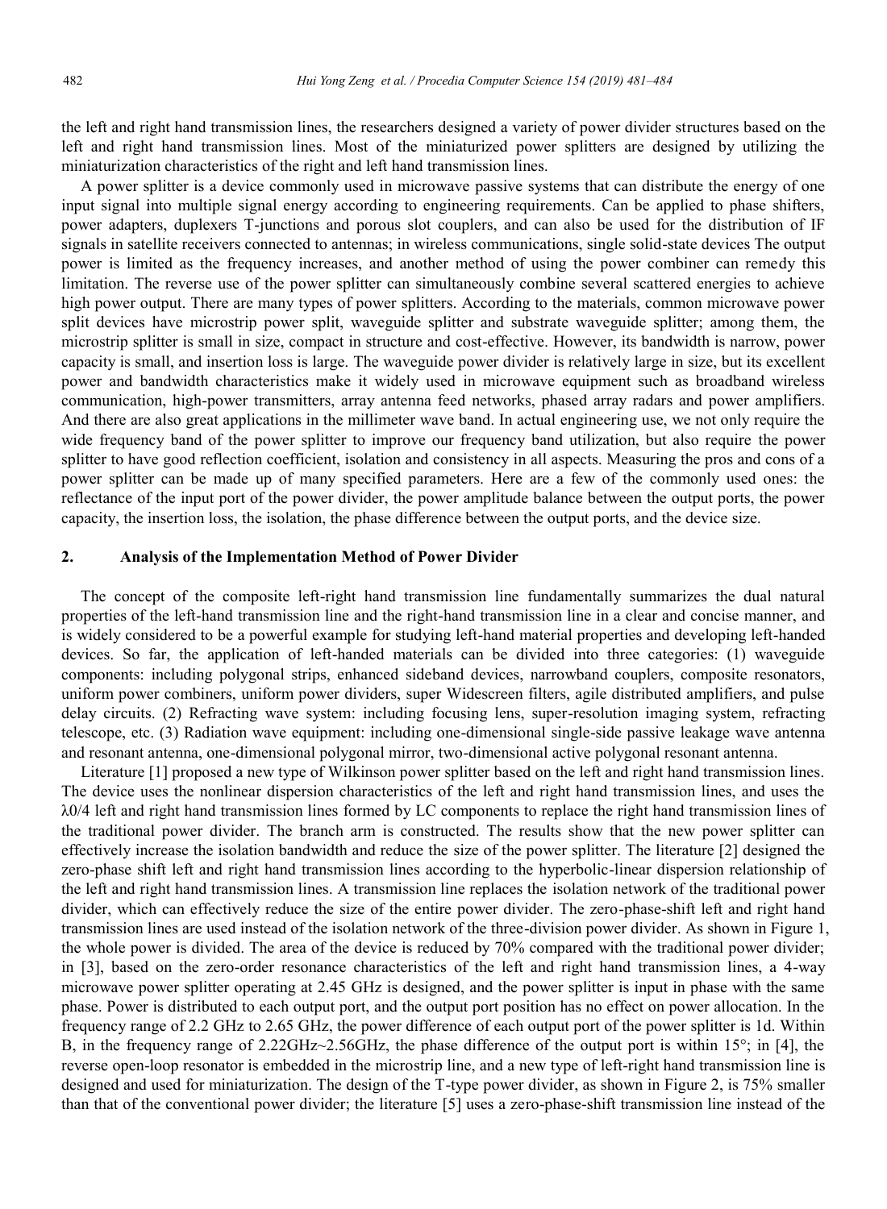the left and right hand transmission lines, the researchers designed a variety of power divider structures based on the left and right hand transmission lines. Most of the miniaturized power splitters are designed by utilizing the miniaturization characteristics of the right and left hand transmission lines.

A power splitter is a device commonly used in microwave passive systems that can distribute the energy of one input signal into multiple signal energy according to engineering requirements. Can be applied to phase shifters, power adapters, duplexers T-junctions and porous slot couplers, and can also be used for the distribution of IF signals in satellite receivers connected to antennas; in wireless communications, single solid-state devices The output power is limited as the frequency increases, and another method of using the power combiner can remedy this limitation. The reverse use of the power splitter can simultaneously combine several scattered energies to achieve high power output. There are many types of power splitters. According to the materials, common microwave power split devices have microstrip power split, waveguide splitter and substrate waveguide splitter; among them, the microstrip splitter is small in size, compact in structure and cost-effective. However, its bandwidth is narrow, power capacity is small, and insertion loss is large. The waveguide power divider is relatively large in size, but its excellent power and bandwidth characteristics make it widely used in microwave equipment such as broadband wireless communication, high-power transmitters, array antenna feed networks, phased array radars and power amplifiers. And there are also great applications in the millimeter wave band. In actual engineering use, we not only require the wide frequency band of the power splitter to improve our frequency band utilization, but also require the power splitter to have good reflection coefficient, isolation and consistency in all aspects. Measuring the pros and cons of a power splitter can be made up of many specified parameters. Here are a few of the commonly used ones: the reflectance of the input port of the power divider, the power amplitude balance between the output ports, the power capacity, the insertion loss, the isolation, the phase difference between the output ports, and the device size.

## 2. Analysis of the Implementation Method of Power Divider

The concept of the composite left-right hand transmission line fundamentally summarizes the dual natural properties of the left-hand transmission line and the right-hand transmission line in a clear and concise manner, and is widely considered to be a powerful example for studying left-hand material properties and developing left-handed devices. So far, the application of left-handed materials can be divided into three categories: (1) waveguide components: including polygonal strips, enhanced sideband devices, narrowband couplers, composite resonators, uniform power combiners, uniform power dividers, super Widescreen filters, agile distributed amplifiers, and pulse delay circuits. (2) Refracting wave system: including focusing lens, super-resolution imaging system, refracting telescope, etc. (3) Radiation wave equipment: including one-dimensional single-side passive leakage wave antenna and resonant antenna, one-dimensional polygonal mirror, two-dimensional active polygonal resonant antenna.

Literature [1] proposed a new type of Wilkinson power splitter based on the left and right hand transmission lines. The device uses the nonlinear dispersion characteristics of the left and right hand transmission lines, and uses the $\lambda_0/4$ left and right hand transmission lines formed by LC components to replace the right hand transmission lines of the traditional power divider. The branch arm is constructed. The results show that the new power splitter can effectively increase the isolation bandwidth and reduce the size of the power splitter. The literature [2] designed the zero-phase shift left and right hand transmission lines according to the hyperbolic-linear dispersion relationship of the left and right hand transmission lines. A transmission line replaces the isolation network of the traditional power divider, which can effectively reduce the size of the entire power divider. The zero-phase-shift left and right hand transmission lines are used instead of the isolation network of the three-division power divider. As shown in Figure 1, the whole power is divided. The area of the device is reduced by 70% compared with the traditional power divider; in [3], based on the zero-order resonance characteristics of the left and right hand transmission lines, a 4-way microwave power splitter operating at 2.45 GHz is designed, and the power splitter is input in phase with the same phase. Power is distributed to each output port, and the output port position has no effect on power allocation. In the frequency range of 2.2 GHz to 2.65 GHz, the power difference of each output port of the power splitter is 1d. Within B, in the frequency range of 2.22GHz~2.56GHz, the phase difference of the output port is within 15°; in [4], the reverse open-loop resonator is embedded in the microstrip line, and a new type of left-right hand transmission line is designed and used for miniaturization. The design of the T-type power divider, as shown in Figure 2, is 75% smaller than that of the conventional power divider; the literature [5] uses a zero-phase-shift transmission line instead of the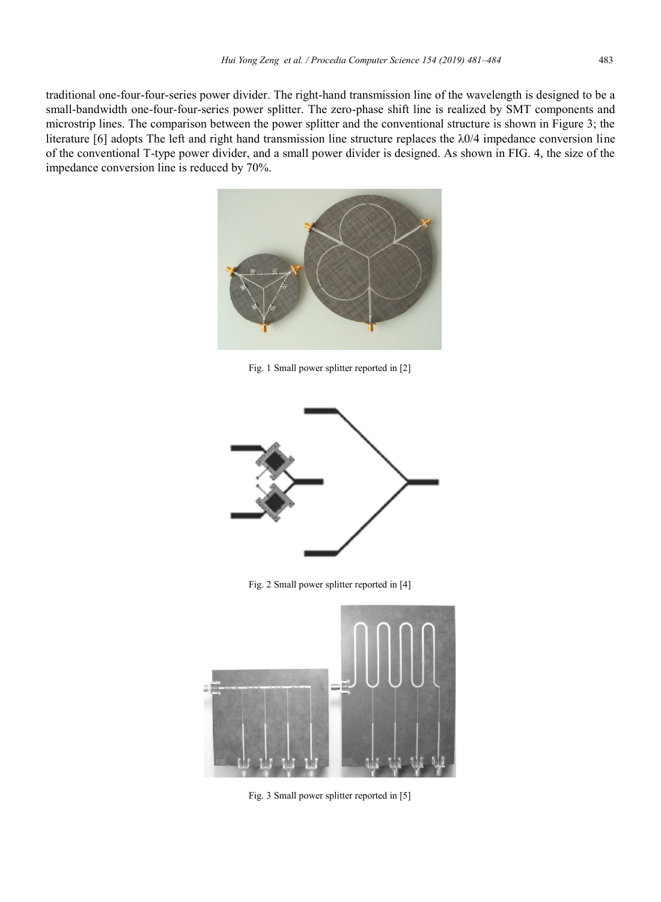traditional one-four-four-series power divider. The right-hand transmission line of the wavelength is designed to be a small-bandwidth one-four-four-series power splitter. The zero-phase shift line is realized by SMT components and microstrip lines. The comparison between the power splitter and the conventional structure is shown in Figure 3; the literature [6] adopts The left and right hand transmission line structure replaces the $\lambda 0/4$ impedance conversion line of the conventional T-type power divider, and a small power divider is designed. As shown in FIG. 4, the size of the impedance conversion line is reduced by 70%.

Fig. 1 Small power splitter reported in [2]

Fig. 2 Small power splitter reported in [4]

Fig. 3 Small power splitter reported in [5]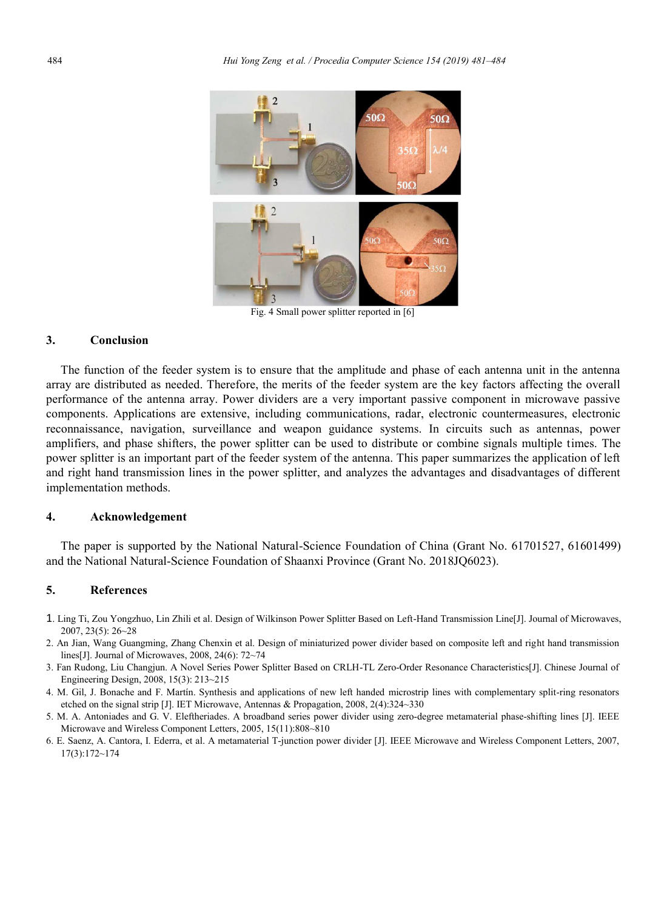Fig. 4 Small power splitter reported in [6]

## 3. Conclusion

The function of the feeder system is to ensure that the amplitude and phase of each antenna unit in the antenna array are distributed as needed. Therefore, the merits of the feeder system are the key factors affecting the overall performance of the antenna array. Power dividers are a very important passive component in microwave passive components. Applications are extensive, including communications, radar, electronic countermeasures, electronic reconnaissance, navigation, surveillance and weapon guidance systems. In circuits such as antennas, power amplifiers, and phase shifters, the power splitter can be used to distribute or combine signals multiple times. The power splitter is an important part of the feeder system of the antenna. This paper summarizes the application of left and right hand transmission lines in the power splitter, and analyzes the advantages and disadvantages of different implementation methods.

## 4. Acknowledgement

The paper is supported by the National Natural-Science Foundation of China (Grant No. 61701527, 61601499) and the National Natural-Science Foundation of Shaanxi Province (Grant No. 2018JQ6023).

## 5. References

1. Ling Ti, Zou Yongzhuo, Lin Zhili et al. Design of Wilkinson Power Splitter Based on Left-Hand Transmission Line[J]. Journal of Microwaves, 2007, 23(5): 26~28
2. An Jian, Wang Guangming, Zhang Chenxin et al. Design of miniaturized power divider based on composite left and right hand transmission lines[J]. Journal of Microwaves, 2008, 24(6): 72~74
3. Fan Rudong, Liu Changjun. A Novel Series Power Splitter Based on CRLH-TL Zero-Order Resonance Characteristics[J]. Chinese Journal of Engineering Design, 2008, 15(3): 213~215
4. M. Gil, J. Bonache and F. Martín. Synthesis and applications of new left handed microstrip lines with complementary split-ring resonators etched on the signal strip [J]. IET Microwave, Antennas & Propagation, 2008, 2(4):324~330
5. M. A. Antoniades and G. V. Eleftheriades. A broadband series power divider using zero-degree metamaterial phase-shifting lines [J]. IEEE Microwave and Wireless Component Letters, 2005, 15(11):808~810
6. E. Saenz, A. Cantora, I. Ederra, et al. A metamaterial T-junction power divider [J]. IEEE Microwave and Wireless Component Letters, 2007, 17(3):172~174